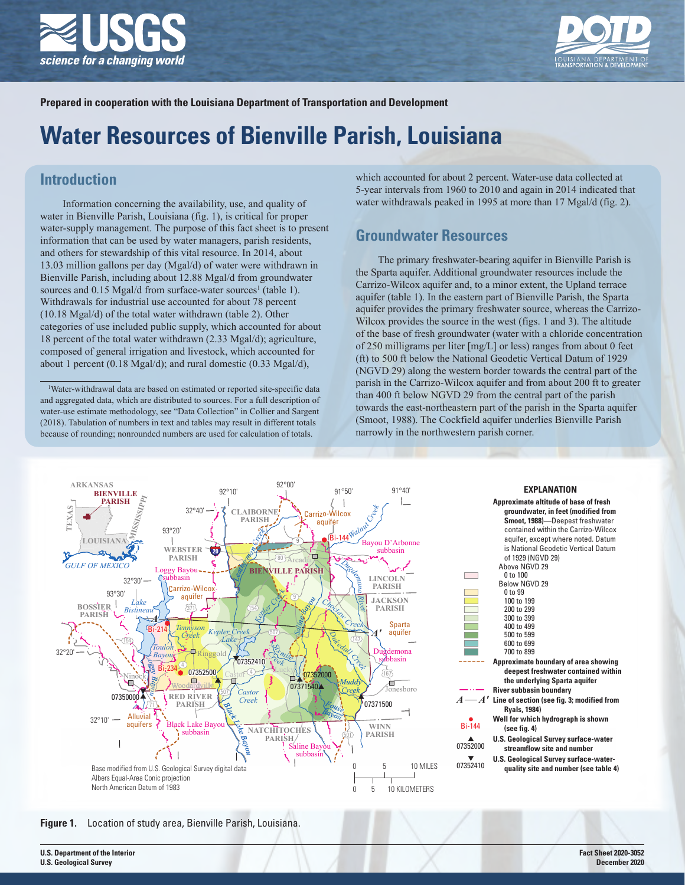Prepared in cooperation with the Louisiana Department of Transportation and Development

# Water Resources of Bienville Parish, Louisiana

## Introduction

Information concerning the availability, use, and quality of water in Bienville Parish, Louisiana (fig. 1), is critical for proper water-supply management. The purpose of this fact sheet is to present information that can be used by water managers, parish residents, and others for stewardship of this vital resource. In 2014, about 13.03 million gallons per day (Mgal/d) of water were withdrawn in Bienville Parish, including about 12.88 Mgal/d from groundwater sources and 0.15 Mgal/d from surface-water sources[1] (table 1). Withdrawals for industrial use accounted for about 78 percent (10.18 Mgal/d) of the total water withdrawn (table 2). Other categories of use included public supply, which accounted for about 18 percent of the total water withdrawn (2.33 Mgal/d); agriculture, composed of general irrigation and livestock, which accounted for about 1 percent (0.18 Mgal/d); and rural domestic (0.33 Mgal/d), which accounted for about 2 percent. Water-use data collected at 5-year intervals from 1960 to 2010 and again in 2014 indicated that water withdrawals peaked in 1995 at more than 17 Mgal/d (fig. 2).

[1] Water-withdrawal data are based on estimated or reported site-specific data and aggregated data, which are distributed to sources. For a full description of water-use estimate methodology, see "Data Collection" in Collier and Sargent (2018). Tabulation of numbers in text and tables may result in different totals because of rounding; nonrounded numbers are used for calculation of totals.

## Groundwater Resources

The primary freshwater-bearing aquifer in Bienville Parish is the Sparta aquifer. Additional groundwater resources include the Carrizo-Wilcox aquifer and, to a minor extent, the Upland terrace aquifer (table 1). In the eastern part of Bienville Parish, the Sparta aquifer provides the primary freshwater source, whereas the Carrizo-Wilcox provides the source in the west (figs. 1 and 3). The altitude of the base of fresh groundwater (water with a chloride concentration of 250 milligrams per liter [mg/L] or less) ranges from about 0 feet (ft) to 500 ft below the National Geodetic Vertical Datum of 1929 (NGVD 29) along the western border towards the central part of the parish in the Carrizo-Wilcox aquifer and from about 200 ft to greater than 400 ft below NGVD 29 from the central part of the parish towards the east-northeastern part of the parish in the Sparta aquifer (Smoot, 1988). The Cockfield aquifer underlies Bienville Parish narrowly in the northwestern parish corner.

**Figure 1.** Location of study area, Bienville Parish, Louisiana.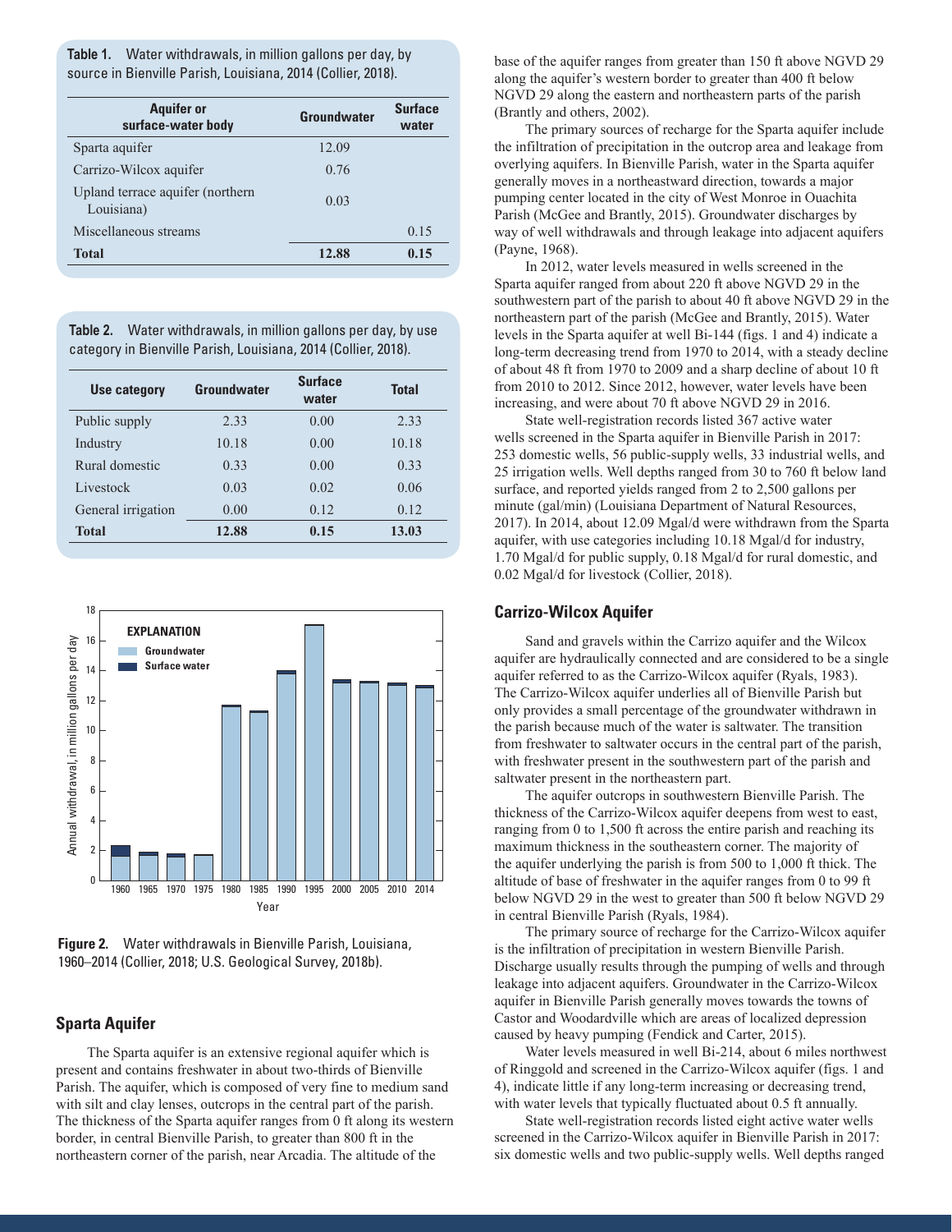**Table 1.** Water withdrawals, in million gallons per day, by source in Bienville Parish, Louisiana, 2014 (Collier, 2018).

| Aquifer or surface-water body | Groundwater | Surface water |
|---|---|---|
| Sparta aquifer | 12.09 | |
| Carrizo-Wilcox aquifer | 0.76 | |
| Upland terrace aquifer (northern Louisiana) | 0.03 | |
| Miscellaneous streams | | 0.15 |
| **Total** | **12.88** | **0.15** |

**Table 2.** Water withdrawals, in million gallons per day, by use category in Bienville Parish, Louisiana, 2014 (Collier, 2018).

| Use category | Groundwater | Surface water | Total |
|---|---|---|---|
| Public supply | 2.33 | 0.00 | 2.33 |
| Industry | 10.18 | 0.00 | 10.18 |
| Rural domestic | 0.33 | 0.00 | 0.33 |
| Livestock | 0.03 | 0.02 | 0.06 |
| General irrigation | 0.00 | 0.12 | 0.12 |
| **Total** | **12.88** | **0.15** | **13.03** |

**Figure 2.** Water withdrawals in Bienville Parish, Louisiana, 1960–2014 (Collier, 2018; U.S. Geological Survey, 2018b).

## Sparta Aquifer

The Sparta aquifer is an extensive regional aquifer which is present and contains freshwater in about two-thirds of Bienville Parish. The aquifer, which is composed of very fine to medium sand with silt and clay lenses, outcrops in the central part of the parish. The thickness of the Sparta aquifer ranges from 0 ft along its western border, in central Bienville Parish, to greater than 800 ft in the northeastern corner of the parish, near Arcadia. The altitude of the base of the aquifer ranges from greater than 150 ft above NGVD 29 along the aquifer's western border to greater than 400 ft below NGVD 29 along the eastern and northeastern parts of the parish (Brantly and others, 2002).

The primary sources of recharge for the Sparta aquifer include the infiltration of precipitation in the outcrop area and leakage from overlying aquifers. In Bienville Parish, water in the Sparta aquifer generally moves in a northeastward direction, towards a major pumping center located in the city of West Monroe in Ouachita Parish (McGee and Brantly, 2015). Groundwater discharges by way of well withdrawals and through leakage into adjacent aquifers (Payne, 1968).

In 2012, water levels measured in wells screened in the Sparta aquifer ranged from about 220 ft above NGVD 29 in the southwestern part of the parish to about 40 ft above NGVD 29 in the northeastern part of the parish (McGee and Brantly, 2015). Water levels in the Sparta aquifer at well Bi-144 (figs. 1 and 4) indicate a long-term decreasing trend from 1970 to 2014, with a steady decline of about 48 ft from 1970 to 2009 and a sharp decline of about 10 ft from 2010 to 2012. Since 2012, however, water levels have been increasing, and were about 70 ft above NGVD 29 in 2016.

State well-registration records listed 367 active water wells screened in the Sparta aquifer in Bienville Parish in 2017: 253 domestic wells, 56 public-supply wells, 33 industrial wells, and 25 irrigation wells. Well depths ranged from 30 to 760 ft below land surface, and reported yields ranged from 2 to 2,500 gallons per minute (gal/min) (Louisiana Department of Natural Resources, 2017). In 2014, about 12.09 Mgal/d were withdrawn from the Sparta aquifer, with use categories including 10.18 Mgal/d for industry, 1.70 Mgal/d for public supply, 0.18 Mgal/d for rural domestic, and 0.02 Mgal/d for livestock (Collier, 2018).

## Carrizo-Wilcox Aquifer

Sand and gravels within the Carrizo aquifer and the Wilcox aquifer are hydraulically connected and are considered to be a single aquifer referred to as the Carrizo-Wilcox aquifer (Ryals, 1983). The Carrizo-Wilcox aquifer underlies all of Bienville Parish but only provides a small percentage of the groundwater withdrawn in the parish because much of the water is saltwater. The transition from freshwater to saltwater occurs in the central part of the parish, with freshwater present in the southwestern part of the parish and saltwater present in the northeastern part.

The aquifer outcrops in southwestern Bienville Parish. The thickness of the Carrizo-Wilcox aquifer deepens from west to east, ranging from 0 to 1,500 ft across the entire parish and reaching its maximum thickness in the southeastern corner. The majority of the aquifer underlying the parish is from 500 to 1,000 ft thick. The altitude of base of freshwater in the aquifer ranges from 0 to 99 ft below NGVD 29 in the west to greater than 500 ft below NGVD 29 in central Bienville Parish (Ryals, 1984).

The primary source of recharge for the Carrizo-Wilcox aquifer is the infiltration of precipitation in western Bienville Parish. Discharge usually results through the pumping of wells and through leakage into adjacent aquifers. Groundwater in the Carrizo-Wilcox aquifer in Bienville Parish generally moves towards the towns of Castor and Woodardville which are areas of localized depression caused by heavy pumping (Fendick and Carter, 2015).

Water levels measured in well Bi-214, about 6 miles northwest of Ringgold and screened in the Carrizo-Wilcox aquifer (figs. 1 and 4), indicate little if any long-term increasing or decreasing trend, with water levels that typically fluctuated about 0.5 ft annually.

State well-registration records listed eight active water wells screened in the Carrizo-Wilcox aquifer in Bienville Parish in 2017: six domestic wells and two public-supply wells. Well depths ranged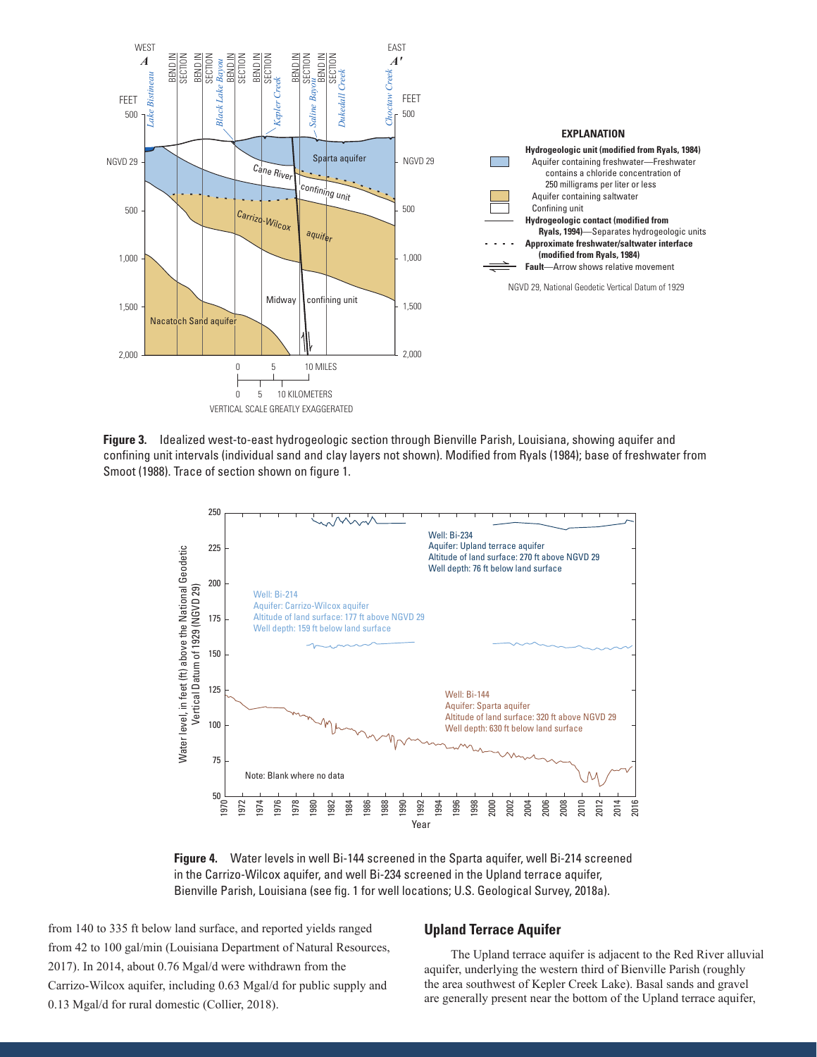**Figure 3.** Idealized west-to-east hydrogeologic section through Bienville Parish, Louisiana, showing aquifer and confining unit intervals (individual sand and clay layers not shown). Modified from Ryals (1984); base of freshwater from Smoot (1988). Trace of section shown on figure 1.

**Figure 4.** Water levels in well Bi-144 screened in the Sparta aquifer, well Bi-214 screened in the Carrizo-Wilcox aquifer, and well Bi-234 screened in the Upland terrace aquifer, Bienville Parish, Louisiana (see fig. 1 for well locations; U.S. Geological Survey, 2018a).

from 140 to 335 ft below land surface, and reported yields ranged from 42 to 100 gal/min (Louisiana Department of Natural Resources, 2017). In 2014, about 0.76 Mgal/d were withdrawn from the Carrizo-Wilcox aquifer, including 0.63 Mgal/d for public supply and 0.13 Mgal/d for rural domestic (Collier, 2018).

## Upland Terrace Aquifer

The Upland terrace aquifer is adjacent to the Red River alluvial aquifer, underlying the western third of Bienville Parish (roughly the area southwest of Kepler Creek Lake). Basal sands and gravel are generally present near the bottom of the Upland terrace aquifer,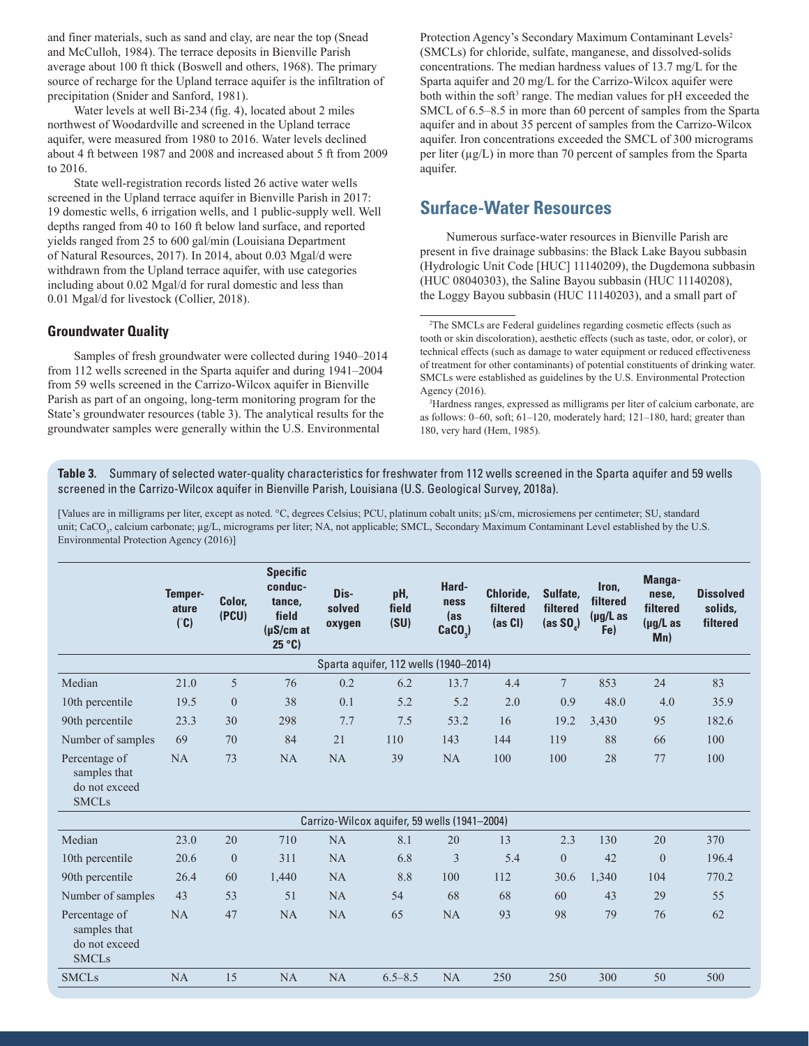and finer materials, such as sand and clay, are near the top (Snead and McCulloh, 1984). The terrace deposits in Bienville Parish average about 100 ft thick (Boswell and others, 1968). The primary source of recharge for the Upland terrace aquifer is the infiltration of precipitation (Snider and Sanford, 1981).

Water levels at well Bi-234 (fig. 4), located about 2 miles northwest of Woodardville and screened in the Upland terrace aquifer, were measured from 1980 to 2016. Water levels declined about 4 ft between 1987 and 2008 and increased about 5 ft from 2009 to 2016.

State well-registration records listed 26 active water wells screened in the Upland terrace aquifer in Bienville Parish in 2017: 19 domestic wells, 6 irrigation wells, and 1 public-supply well. Well depths ranged from 40 to 160 ft below land surface, and reported yields ranged from 25 to 600 gal/min (Louisiana Department of Natural Resources, 2017). In 2014, about 0.03 Mgal/d were withdrawn from the Upland terrace aquifer, with use categories including about 0.02 Mgal/d for rural domestic and less than 0.01 Mgal/d for livestock (Collier, 2018).

### Groundwater Quality

Samples of fresh groundwater were collected during 1940–2014 from 112 wells screened in the Sparta aquifer and during 1941–2004 from 59 wells screened in the Carrizo-Wilcox aquifer in Bienville Parish as part of an ongoing, long-term monitoring program for the State's groundwater resources (table 3). The analytical results for the groundwater samples were generally within the U.S. Environmental Protection Agency's Secondary Maximum Contaminant Levels[2] (SMCLs) for chloride, sulfate, manganese, and dissolved-solids concentrations. The median hardness values of 13.7 mg/L for the Sparta aquifer and 20 mg/L for the Carrizo-Wilcox aquifer were both within the soft[3] range. The median values for pH exceeded the SMCL of 6.5–8.5 in more than 60 percent of samples from the Sparta aquifer and in about 35 percent of samples from the Carrizo-Wilcox aquifer. Iron concentrations exceeded the SMCL of 300 micrograms per liter (μg/L) in more than 70 percent of samples from the Sparta aquifer.

## Surface-Water Resources

Numerous surface-water resources in Bienville Parish are present in five drainage subbasins: the Black Lake Bayou subbasin (Hydrologic Unit Code [HUC] 11140209), the Dugdemona subbasin (HUC 08040303), the Saline Bayou subbasin (HUC 11140208), the Loggy Bayou subbasin (HUC 11140203), and a small part of

[2]The SMCLs are Federal guidelines regarding cosmetic effects (such as tooth or skin discoloration), aesthetic effects (such as taste, odor, or color), or technical effects (such as damage to water equipment or reduced effectiveness of treatment for other contaminants) of potential constituents of drinking water. SMCLs were established as guidelines by the U.S. Environmental Protection Agency (2016).

[3]Hardness ranges, expressed as milligrams per liter of calcium carbonate, are as follows: 0–60, soft; 61–120, moderately hard; 121–180, hard; greater than 180, very hard (Hem, 1985).

**Table 3.** Summary of selected water-quality characteristics for freshwater from 112 wells screened in the Sparta aquifer and 59 wells screened in the Carrizo-Wilcox aquifer in Bienville Parish, Louisiana (U.S. Geological Survey, 2018a).

[Values are in milligrams per liter, except as noted. °C, degrees Celsius; PCU, platinum cobalt units; μS/cm, microsiemens per centimeter; SU, standard unit; $CaCO_3$, calcium carbonate; μg/L, micrograms per liter; NA, not applicable; SMCL, Secondary Maximum Contaminant Level established by the U.S. Environmental Protection Agency (2016)]

| | Temperature (°C) | Color, (PCU) | Specific conductance, field (μS/cm at 25 °C) | Dissolved oxygen | pH, field (SU) | Hardness (as $CaCO_3$) | Chloride, filtered (as Cl) | Sulfate, filtered (as $SO_4$) | Iron, filtered (μg/L as Fe) | Manganese, filtered (μg/L as Mn) | Dissolved solids, filtered |
|---|---|---|---|---|---|---|---|---|---|---|---|
| **Sparta aquifer, 112 wells (1940–2014)** | | | | | | | | | | | |
| Median | 21.0 | 5 | 76 | 0.2 | 6.2 | 13.7 | 4.4 | 7 | 853 | 24 | 83 |
| 10th percentile | 19.5 | 0 | 38 | 0.1 | 5.2 | 5.2 | 2.0 | 0.9 | 48.0 | 4.0 | 35.9 |
| 90th percentile | 23.3 | 30 | 298 | 7.7 | 7.5 | 53.2 | 16 | 19.2 | 3,430 | 95 | 182.6 |
| Number of samples | 69 | 70 | 84 | 21 | 110 | 143 | 144 | 119 | 88 | 66 | 100 |
| Percentage of samples that do not exceed SMCLs | NA | 73 | NA | NA | 39 | NA | 100 | 100 | 28 | 77 | 100 |
| **Carrizo-Wilcox aquifer, 59 wells (1941–2004)** | | | | | | | | | | | |
| Median | 23.0 | 20 | 710 | NA | 8.1 | 20 | 13 | 2.3 | 130 | 20 | 370 |
| 10th percentile | 20.6 | 0 | 311 | NA | 6.8 | 3 | 5.4 | 0 | 42 | 0 | 196.4 |
| 90th percentile | 26.4 | 60 | 1,440 | NA | 8.8 | 100 | 112 | 30.6 | 1,340 | 104 | 770.2 |
| Number of samples | 43 | 53 | 51 | NA | 54 | 68 | 68 | 60 | 43 | 29 | 55 |
| Percentage of samples that do not exceed SMCLs | NA | 47 | NA | NA | 65 | NA | 93 | 98 | 79 | 76 | 62 |
| SMCLs | NA | 15 | NA | NA | 6.5–8.5 | NA | 250 | 250 | 300 | 50 | 500 |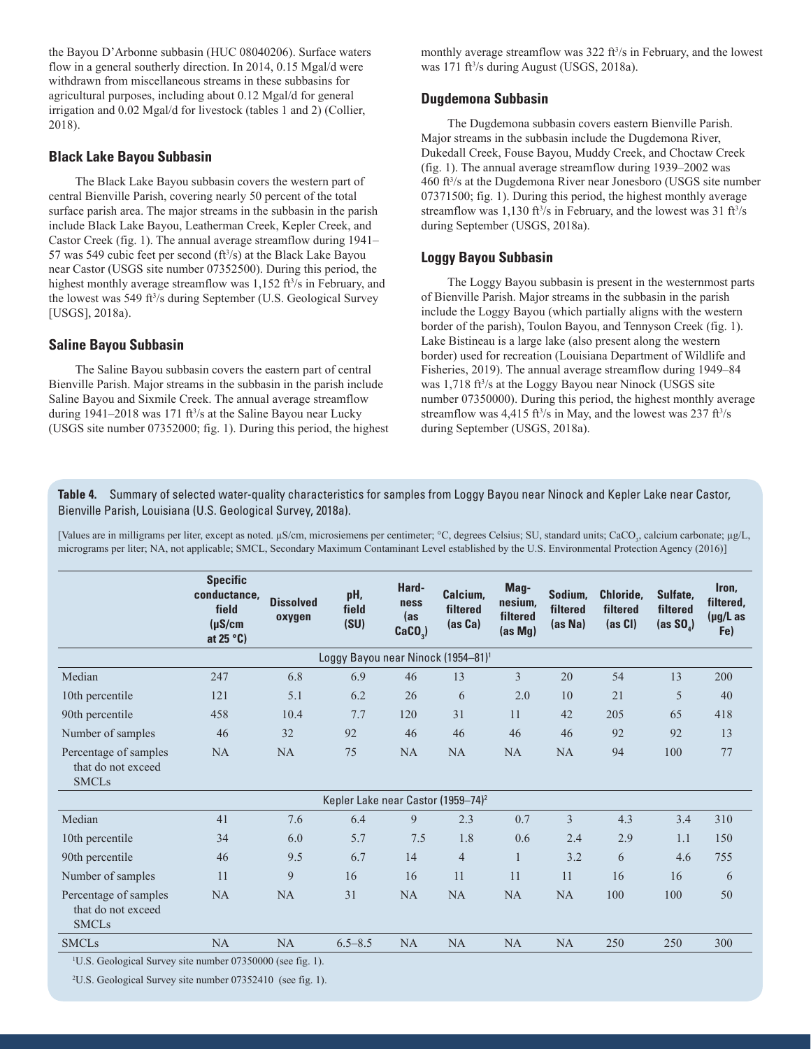the Bayou D'Arbonne subbasin (HUC 08040206). Surface waters flow in a general southerly direction. In 2014, 0.15 Mgal/d were withdrawn from miscellaneous streams in these subbasins for agricultural purposes, including about 0.12 Mgal/d for general irrigation and 0.02 Mgal/d for livestock (tables 1 and 2) (Collier, 2018).

### Black Lake Bayou Subbasin

The Black Lake Bayou subbasin covers the western part of central Bienville Parish, covering nearly 50 percent of the total surface parish area. The major streams in the subbasin in the parish include Black Lake Bayou, Leatherman Creek, Kepler Creek, and Castor Creek (fig. 1). The annual average streamflow during 1941–57 was 549 cubic feet per second ($ft^3/s$) at the Black Lake Bayou near Castor (USGS site number 07352500). During this period, the highest monthly average streamflow was 1,152 $ft^3/s$ in February, and the lowest was 549 $ft^3/s$ during September (U.S. Geological Survey [USGS], 2018a).

### Saline Bayou Subbasin

The Saline Bayou subbasin covers the eastern part of central Bienville Parish. Major streams in the subbasin in the parish include Saline Bayou and Sixmile Creek. The annual average streamflow during 1941–2018 was 171 $ft^3/s$ at the Saline Bayou near Lucky (USGS site number 07352000; fig. 1). During this period, the highest monthly average streamflow was 322 $ft^3/s$ in February, and the lowest was 171 $ft^3/s$ during August (USGS, 2018a).

### Dugdemona Subbasin

The Dugdemona subbasin covers eastern Bienville Parish. Major streams in the subbasin include the Dugdemona River, Dukedall Creek, Fouse Bayou, Muddy Creek, and Choctaw Creek (fig. 1). The annual average streamflow during 1939–2002 was 460 $ft^3/s$ at the Dugdemona River near Jonesboro (USGS site number 07371500; fig. 1). During this period, the highest monthly average streamflow was 1,130 $ft^3/s$ in February, and the lowest was 31 $ft^3/s$ during September (USGS, 2018a).

### Loggy Bayou Subbasin

The Loggy Bayou subbasin is present in the westernmost parts of Bienville Parish. Major streams in the subbasin in the parish include the Loggy Bayou (which partially aligns with the western border of the parish), Toulon Bayou, and Tennyson Creek (fig. 1). Lake Bistineau is a large lake (also present along the western border) used for recreation (Louisiana Department of Wildlife and Fisheries, 2019). The annual average streamflow during 1949–84 was 1,718 $ft^3/s$ at the Loggy Bayou near Ninock (USGS site number 07350000). During this period, the highest monthly average streamflow was 4,415 $ft^3/s$ in May, and the lowest was 237 $ft^3/s$ during September (USGS, 2018a).

**Table 4.** Summary of selected water-quality characteristics for samples from Loggy Bayou near Ninock and Kepler Lake near Castor, Bienville Parish, Louisiana (U.S. Geological Survey, 2018a).

[Values are in milligrams per liter, except as noted. µS/cm, microsiemens per centimeter; °C, degrees Celsius; SU, standard units; $CaCO_3$, calcium carbonate; µg/L, micrograms per liter; NA, not applicable; SMCL, Secondary Maximum Contaminant Level established by the U.S. Environmental Protection Agency (2016)]

| | Specific conductance, field (µS/cm at 25 °C) | Dissolved oxygen | pH, field (SU) | Hardness (as $CaCO_3$) | Calcium, filtered (as Ca) | Magnesium, filtered (as Mg) | Sodium, filtered (as Na) | Chloride, filtered (as Cl) | Sulfate, filtered (as $SO_4$) | Iron, filtered, (µg/L as Fe) |
|---|---|---|---|---|---|---|---|---|---|---|
| **Loggy Bayou near Ninock (1954–81)[1]** | | | | | | | | | | |
| Median | 247 | 6.8 | 6.9 | 46 | 13 | 3 | 20 | 54 | 13 | 200 |
| 10th percentile | 121 | 5.1 | 6.2 | 26 | 6 | 2.0 | 10 | 21 | 5 | 40 |
| 90th percentile | 458 | 10.4 | 7.7 | 120 | 31 | 11 | 42 | 205 | 65 | 418 |
| Number of samples | 46 | 32 | 92 | 46 | 46 | 46 | 46 | 92 | 92 | 13 |
| Percentage of samples that do not exceed SMCLs | NA | NA | 75 | NA | NA | NA | NA | 94 | 100 | 77 |
| **Kepler Lake near Castor (1959–74)[2]** | | | | | | | | | | |
| Median | 41 | 7.6 | 6.4 | 9 | 2.3 | 0.7 | 3 | 4.3 | 3.4 | 310 |
| 10th percentile | 34 | 6.0 | 5.7 | 7.5 | 1.8 | 0.6 | 2.4 | 2.9 | 1.1 | 150 |
| 90th percentile | 46 | 9.5 | 6.7 | 14 | 4 | 1 | 3.2 | 6 | 4.6 | 755 |
| Number of samples | 11 | 9 | 16 | 16 | 11 | 11 | 11 | 16 | 16 | 6 |
| Percentage of samples that do not exceed SMCLs | NA | NA | 31 | NA | NA | NA | NA | 100 | 100 | 50 |
| SMCLs | NA | NA | 6.5–8.5 | NA | NA | NA | NA | 250 | 250 | 300 |

[1]U.S. Geological Survey site number 07350000 (see fig. 1).

[2]U.S. Geological Survey site number 07352410 (see fig. 1).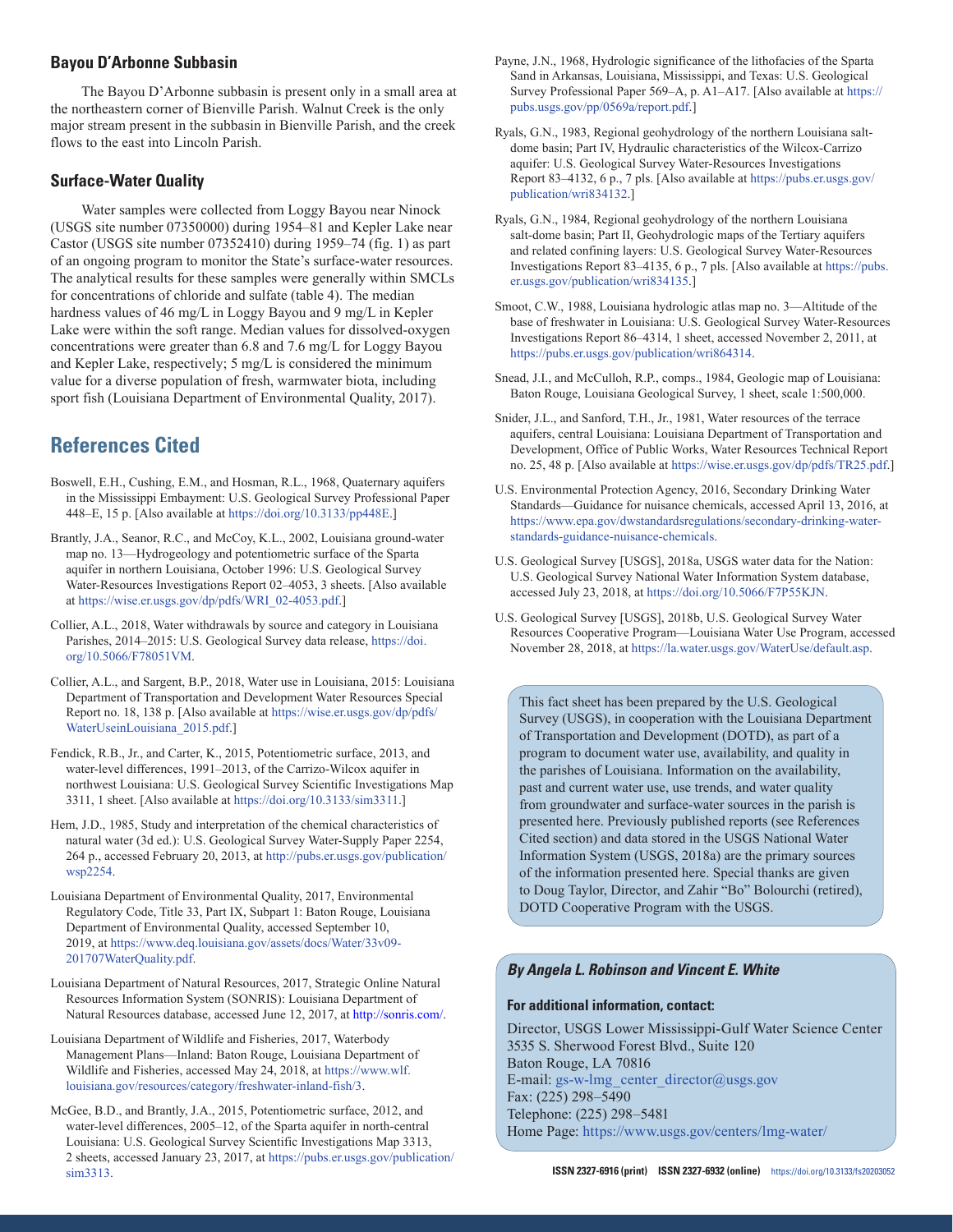### Bayou D'Arbonne Subbasin

The Bayou D'Arbonne subbasin is present only in a small area at the northeastern corner of Bienville Parish. Walnut Creek is the only major stream present in the subbasin in Bienville Parish, and the creek flows to the east into Lincoln Parish.

### Surface-Water Quality

Water samples were collected from Loggy Bayou near Ninock (USGS site number 07350000) during 1954–81 and Kepler Lake near Castor (USGS site number 07352410) during 1959–74 (fig. 1) as part of an ongoing program to monitor the State's surface-water resources. The analytical results for these samples were generally within SMCLs for concentrations of chloride and sulfate (table 4). The median hardness values of 46 mg/L in Loggy Bayou and 9 mg/L in Kepler Lake were within the soft range. Median values for dissolved-oxygen concentrations were greater than 6.8 and 7.6 mg/L for Loggy Bayou and Kepler Lake, respectively; 5 mg/L is considered the minimum value for a diverse population of fresh, warmwater biota, including sport fish (Louisiana Department of Environmental Quality, 2017).

## References Cited

Boswell, E.H., Cushing, E.M., and Hosman, R.L., 1968, Quaternary aquifers in the Mississippi Embayment: U.S. Geological Survey Professional Paper 448–E, 15 p. [Also available at https://doi.org/10.3133/pp448E.]

Brantly, J.A., Seanor, R.C., and McCoy, K.L., 2002, Louisiana ground-water map no. 13—Hydrogeology and potentiometric surface of the Sparta aquifer in northern Louisiana, October 1996: U.S. Geological Survey Water-Resources Investigations Report 02–4053, 3 sheets. [Also available at https://wise.er.usgs.gov/dp/pdfs/WRI_02-4053.pdf.]

Collier, A.L., 2018, Water withdrawals by source and category in Louisiana Parishes, 2014–2015: U.S. Geological Survey data release, https://doi.org/10.5066/F78051VM.

Collier, A.L., and Sargent, B.P., 2018, Water use in Louisiana, 2015: Louisiana Department of Transportation and Development Water Resources Special Report no. 18, 138 p. [Also available at https://wise.er.usgs.gov/dp/pdfs/WaterUseinLouisiana_2015.pdf.]

Fendick, R.B., Jr., and Carter, K., 2015, Potentiometric surface, 2013, and water-level differences, 1991–2013, of the Carrizo-Wilcox aquifer in northwest Louisiana: U.S. Geological Survey Scientific Investigations Map 3311, 1 sheet. [Also available at https://doi.org/10.3133/sim3311.]

Hem, J.D., 1985, Study and interpretation of the chemical characteristics of natural water (3d ed.): U.S. Geological Survey Water-Supply Paper 2254, 264 p., accessed February 20, 2013, at http://pubs.er.usgs.gov/publication/wsp2254.

Louisiana Department of Environmental Quality, 2017, Environmental Regulatory Code, Title 33, Part IX, Subpart 1: Baton Rouge, Louisiana Department of Environmental Quality, accessed September 10, 2019, at https://www.deq.louisiana.gov/assets/docs/Water/33v09-201707WaterQuality.pdf.

Louisiana Department of Natural Resources, 2017, Strategic Online Natural Resources Information System (SONRIS): Louisiana Department of Natural Resources database, accessed June 12, 2017, at http://sonris.com/.

Louisiana Department of Wildlife and Fisheries, 2017, Waterbody Management Plans—Inland: Baton Rouge, Louisiana Department of Wildlife and Fisheries, accessed May 24, 2018, at https://www.wlf.louisiana.gov/resources/category/freshwater-inland-fish/3.

McGee, B.D., and Brantly, J.A., 2015, Potentiometric surface, 2012, and water-level differences, 2005–12, of the Sparta aquifer in north-central Louisiana: U.S. Geological Survey Scientific Investigations Map 3313, 2 sheets, accessed January 23, 2017, at https://pubs.er.usgs.gov/publication/sim3313.

Payne, J.N., 1968, Hydrologic significance of the lithofacies of the Sparta Sand in Arkansas, Louisiana, Mississippi, and Texas: U.S. Geological Survey Professional Paper 569–A, p. A1–A17. [Also available at https://pubs.usgs.gov/pp/0569a/report.pdf.]

Ryals, G.N., 1983, Regional geohydrology of the northern Louisiana salt-dome basin; Part IV, Hydraulic characteristics of the Wilcox-Carrizo aquifer: U.S. Geological Survey Water-Resources Investigations Report 83–4132, 6 p., 7 pls. [Also available at https://pubs.er.usgs.gov/publication/wri834132.]

Ryals, G.N., 1984, Regional geohydrology of the northern Louisiana salt-dome basin; Part II, Geohydrologic maps of the Tertiary aquifers and related confining layers: U.S. Geological Survey Water-Resources Investigations Report 83–4135, 6 p., 7 pls. [Also available at https://pubs.er.usgs.gov/publication/wri834135.]

Smoot, C.W., 1988, Louisiana hydrologic atlas map no. 3—Altitude of the base of freshwater in Louisiana: U.S. Geological Survey Water-Resources Investigations Report 86–4314, 1 sheet, accessed November 2, 2011, at https://pubs.er.usgs.gov/publication/wri864314.

Snead, J.I., and McCulloh, R.P., comps., 1984, Geologic map of Louisiana: Baton Rouge, Louisiana Geological Survey, 1 sheet, scale 1:500,000.

Snider, J.L., and Sanford, T.H., Jr., 1981, Water resources of the terrace aquifers, central Louisiana: Louisiana Department of Transportation and Development, Office of Public Works, Water Resources Technical Report no. 25, 48 p. [Also available at https://wise.er.usgs.gov/dp/pdfs/TR25.pdf.]

U.S. Environmental Protection Agency, 2016, Secondary Drinking Water Standards—Guidance for nuisance chemicals, accessed April 13, 2016, at https://www.epa.gov/dwstandardsregulations/secondary-drinking-water-standards-guidance-nuisance-chemicals.

U.S. Geological Survey [USGS], 2018a, USGS water data for the Nation: U.S. Geological Survey National Water Information System database, accessed July 23, 2018, at https://doi.org/10.5066/F7P55KJN.

U.S. Geological Survey [USGS], 2018b, U.S. Geological Survey Water Resources Cooperative Program—Louisiana Water Use Program, accessed November 28, 2018, at https://la.water.usgs.gov/WaterUse/default.asp.

This fact sheet has been prepared by the U.S. Geological Survey (USGS), in cooperation with the Louisiana Department of Transportation and Development (DOTD), as part of a program to document water use, availability, and quality in the parishes of Louisiana. Information on the availability, past and current water use, use trends, and water quality from groundwater and surface-water sources in the parish is presented here. Previously published reports (see References Cited section) and data stored in the USGS National Water Information System (USGS, 2018a) are the primary sources of the information presented here. Special thanks are given to Doug Taylor, Director, and Zahir "Bo" Bolourchi (retired), DOTD Cooperative Program with the USGS.

***By Angela L. Robinson and Vincent E. White***

**For additional information, contact:**

Director, USGS Lower Mississippi-Gulf Water Science Center
3535 S. Sherwood Forest Blvd., Suite 120
Baton Rouge, LA 70816
E-mail: gs-w-lmg_center_director@usgs.gov
Fax: (225) 298–5490
Telephone: (225) 298–5481
Home Page: https://www.usgs.gov/centers/lmg-water/

**ISSN 2327-6916 (print) ISSN 2327-6932 (online)** https://doi.org/10.3133/fs20203052